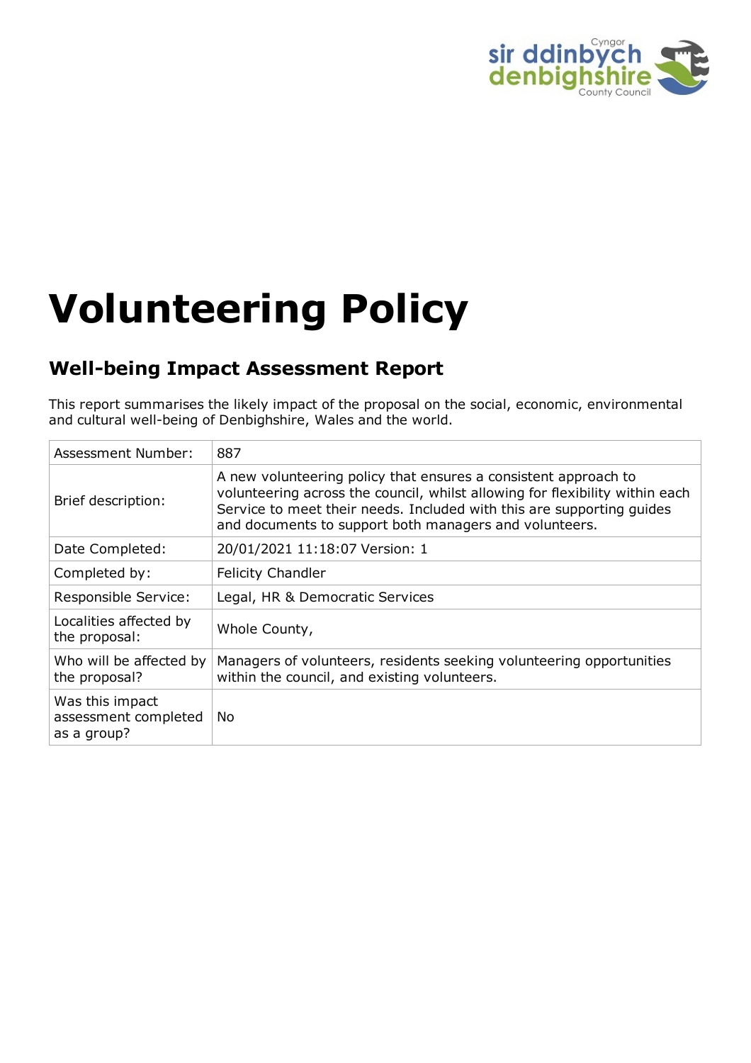# Volunteering Policy

## Well-being Impact Assessment Report

This report summarises the likely impact of the proposal on the social, economic, environmental and cultural well-being of Denbighshire, Wales and the world.

| | |
|---|---|
| Assessment Number: | 887 |
| Brief description: | A new volunteering policy that ensures a consistent approach to volunteering across the council, whilst allowing for flexibility within each Service to meet their needs. Included with this are supporting guides and documents to support both managers and volunteers. |
| Date Completed: | 20/01/2021 11:18:07 Version: 1 |
| Completed by: | Felicity Chandler |
| Responsible Service: | Legal, HR & Democratic Services |
| Localities affected by the proposal: | Whole County, |
| Who will be affected by the proposal? | Managers of volunteers, residents seeking volunteering opportunities within the council, and existing volunteers. |
| Was this impact assessment completed as a group? | No |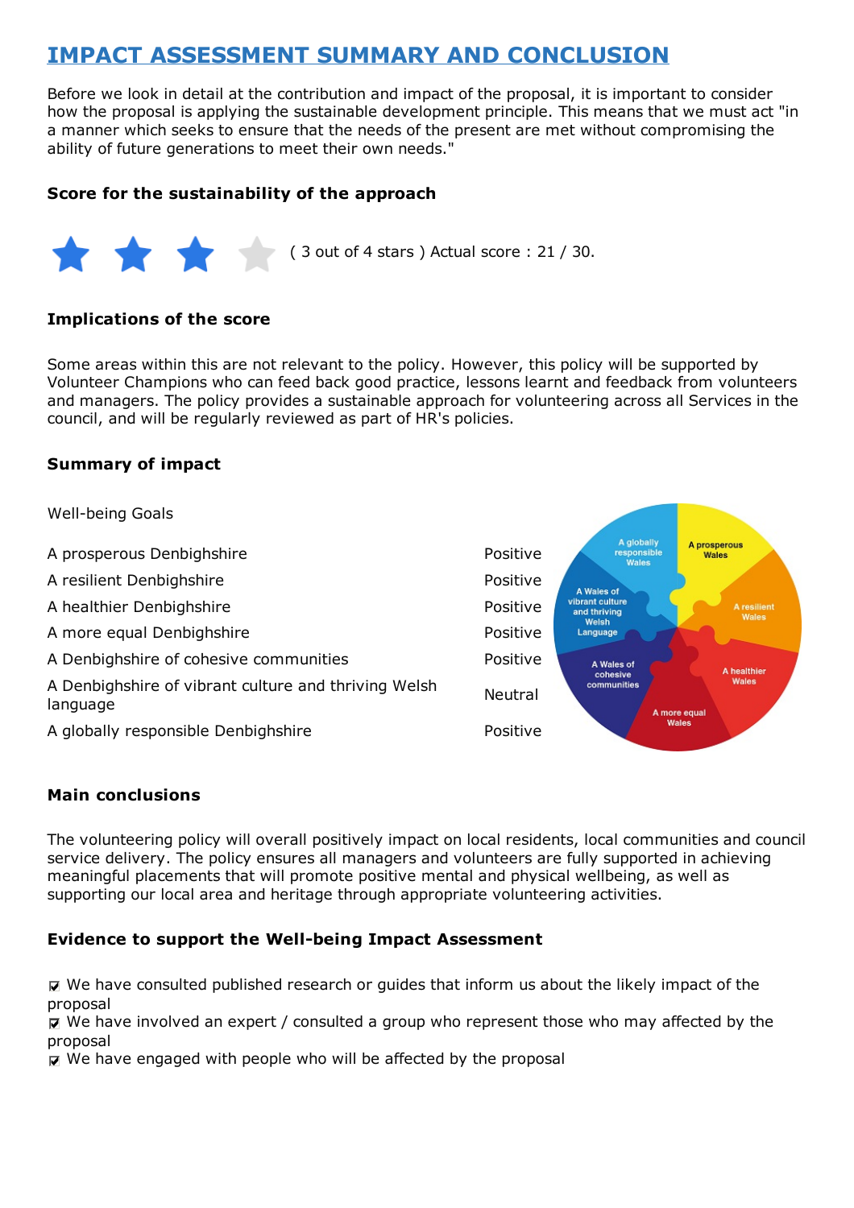# IMPACT ASSESSMENT SUMMARY AND CONCLUSION

Before we look in detail at the contribution and impact of the proposal, it is important to consider how the proposal is applying the sustainable development principle. This means that we must act "in a manner which seeks to ensure that the needs of the present are met without compromising the ability of future generations to meet their own needs."

### Score for the sustainability of the approach

( 3 out of 4 stars ) Actual score : 21 / 30.

### Implications of the score

Some areas within this are not relevant to the policy. However, this policy will be supported by Volunteer Champions who can feed back good practice, lessons learnt and feedback from volunteers and managers. The policy provides a sustainable approach for volunteering across all Services in the council, and will be regularly reviewed as part of HR's policies.

### Summary of impact

| Well-being Goals | |
|---|---|
| A prosperous Denbighshire | Positive |
| A resilient Denbighshire | Positive |
| A healthier Denbighshire | Positive |
| A more equal Denbighshire | Positive |
| A Denbighshire of cohesive communities | Positive |
| A Denbighshire of vibrant culture and thriving Welsh language | Neutral |
| A globally responsible Denbighshire | Positive |

### Main conclusions

The volunteering policy will overall positively impact on local residents, local communities and council service delivery. The policy ensures all managers and volunteers are fully supported in achieving meaningful placements that will promote positive mental and physical wellbeing, as well as supporting our local area and heritage through appropriate volunteering activities.

### Evidence to support the Well-being Impact Assessment

- ☑ We have consulted published research or guides that inform us about the likely impact of the proposal
- ☑ We have involved an expert / consulted a group who represent those who may affected by the proposal
- ☑ We have engaged with people who will be affected by the proposal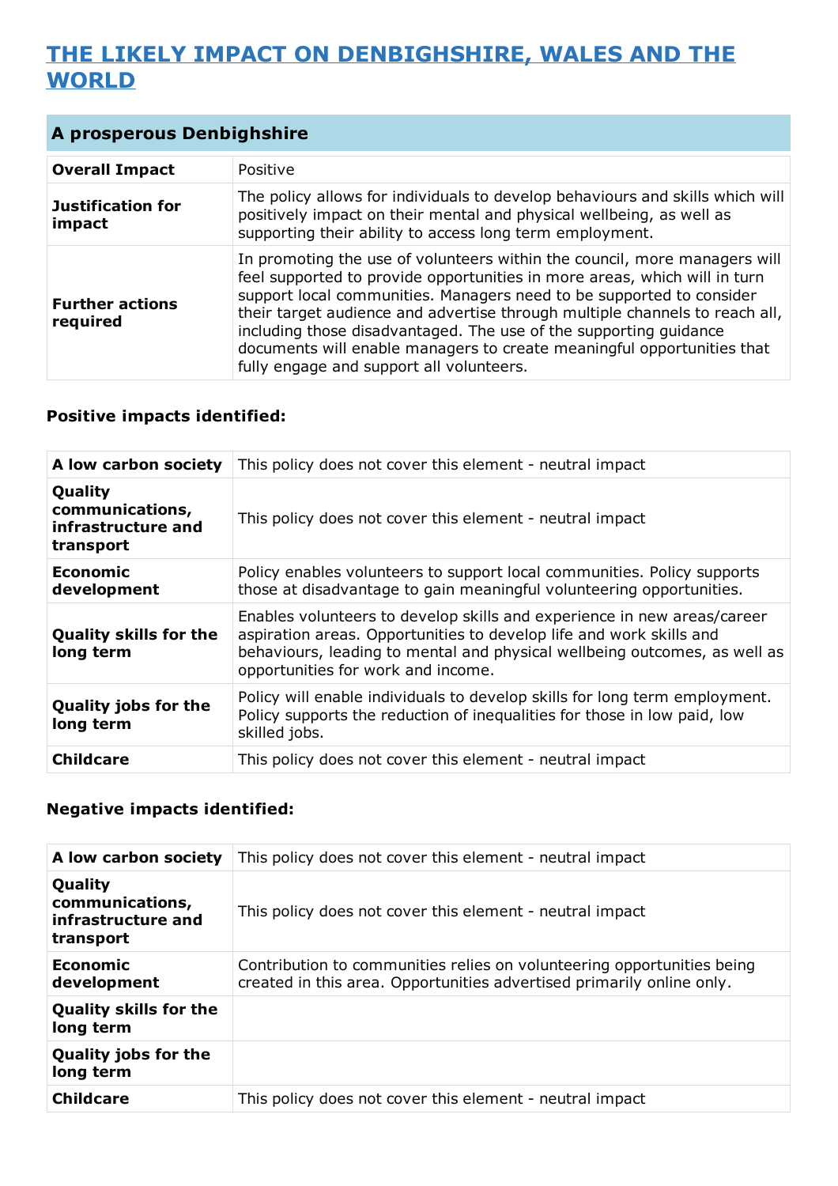# THE LIKELY IMPACT ON DENBIGHSHIRE, WALES AND THE WORLD

## A prosperous Denbighshire

| | |
|---|---|
| **Overall Impact** | Positive |
| **Justification for impact** | The policy allows for individuals to develop behaviours and skills which will positively impact on their mental and physical wellbeing, as well as supporting their ability to access long term employment. |
| **Further actions required** | In promoting the use of volunteers within the council, more managers will feel supported to provide opportunities in more areas, which will in turn support local communities. Managers need to be supported to consider their target audience and advertise through multiple channels to reach all, including those disadvantaged. The use of the supporting guidance documents will enable managers to create meaningful opportunities that fully engage and support all volunteers. |

### Positive impacts identified:

| | |
|---|---|
| **A low carbon society** | This policy does not cover this element - neutral impact |
| **Quality communications, infrastructure and transport** | This policy does not cover this element - neutral impact |
| **Economic development** | Policy enables volunteers to support local communities. Policy supports those at disadvantage to gain meaningful volunteering opportunities. |
| **Quality skills for the long term** | Enables volunteers to develop skills and experience in new areas/career aspiration areas. Opportunities to develop life and work skills and behaviours, leading to mental and physical wellbeing outcomes, as well as opportunities for work and income. |
| **Quality jobs for the long term** | Policy will enable individuals to develop skills for long term employment. Policy supports the reduction of inequalities for those in low paid, low skilled jobs. |
| **Childcare** | This policy does not cover this element - neutral impact |

### Negative impacts identified:

| | |
|---|---|
| **A low carbon society** | This policy does not cover this element - neutral impact |
| **Quality communications, infrastructure and transport** | This policy does not cover this element - neutral impact |
| **Economic development** | Contribution to communities relies on volunteering opportunities being created in this area. Opportunities advertised primarily online only. |
| **Quality skills for the long term** | |
| **Quality jobs for the long term** | |
| **Childcare** | This policy does not cover this element - neutral impact |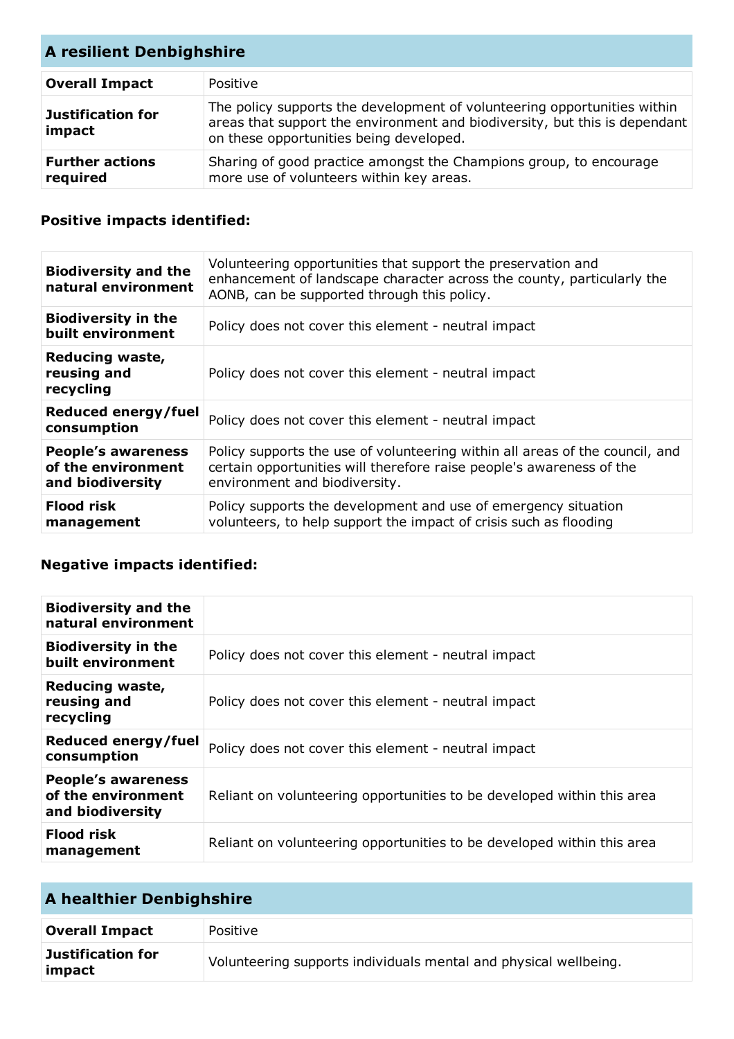## A resilient Denbighshire

| **Overall Impact** | Positive |
|---|---|
| **Justification for impact** | The policy supports the development of volunteering opportunities within areas that support the environment and biodiversity, but this is dependant on these opportunities being developed. |
| **Further actions required** | Sharing of good practice amongst the Champions group, to encourage more use of volunteers within key areas. |

### Positive impacts identified:

| | |
|---|---|
| **Biodiversity and the natural environment** | Volunteering opportunities that support the preservation and enhancement of landscape character across the county, particularly the AONB, can be supported through this policy. |
| **Biodiversity in the built environment** | Policy does not cover this element - neutral impact |
| **Reducing waste, reusing and recycling** | Policy does not cover this element - neutral impact |
| **Reduced energy/fuel consumption** | Policy does not cover this element - neutral impact |
| **People's awareness of the environment and biodiversity** | Policy supports the use of volunteering within all areas of the council, and certain opportunities will therefore raise people's awareness of the environment and biodiversity. |
| **Flood risk management** | Policy supports the development and use of emergency situation volunteers, to help support the impact of crisis such as flooding |

### Negative impacts identified:

| | |
|---|---|
| **Biodiversity and the natural environment** | |
| **Biodiversity in the built environment** | Policy does not cover this element - neutral impact |
| **Reducing waste, reusing and recycling** | Policy does not cover this element - neutral impact |
| **Reduced energy/fuel consumption** | Policy does not cover this element - neutral impact |
| **People's awareness of the environment and biodiversity** | Reliant on volunteering opportunities to be developed within this area |
| **Flood risk management** | Reliant on volunteering opportunities to be developed within this area |

## A healthier Denbighshire

| **Overall Impact** | Positive |
|---|---|
| **Justification for impact** | Volunteering supports individuals mental and physical wellbeing. |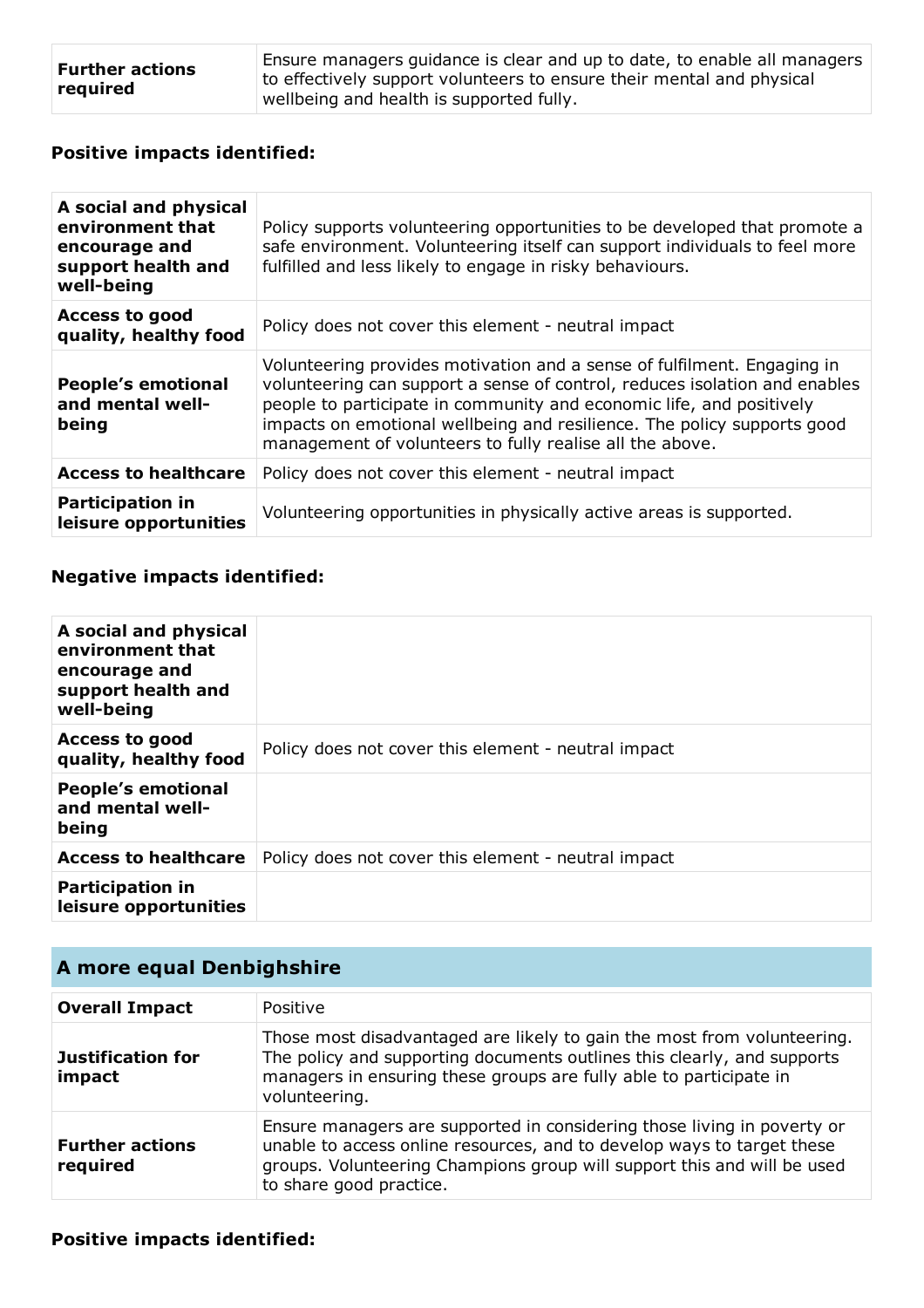| | |
|---|---|
| **Further actions required** | Ensure managers guidance is clear and up to date, to enable all managers to effectively support volunteers to ensure their mental and physical wellbeing and health is supported fully. |

### Positive impacts identified:

| | |
|---|---|
| **A social and physical environment that encourage and support health and well-being** | Policy supports volunteering opportunities to be developed that promote a safe environment. Volunteering itself can support individuals to feel more fulfilled and less likely to engage in risky behaviours. |
| **Access to good quality, healthy food** | Policy does not cover this element - neutral impact |
| **People's emotional and mental well-being** | Volunteering provides motivation and a sense of fulfilment. Engaging in volunteering can support a sense of control, reduces isolation and enables people to participate in community and economic life, and positively impacts on emotional wellbeing and resilience. The policy supports good management of volunteers to fully realise all the above. |
| **Access to healthcare** | Policy does not cover this element - neutral impact |
| **Participation in leisure opportunities** | Volunteering opportunities in physically active areas is supported. |

### Negative impacts identified:

| | |
|---|---|
| **A social and physical environment that encourage and support health and well-being** | |
| **Access to good quality, healthy food** | Policy does not cover this element - neutral impact |
| **People's emotional and mental well-being** | |
| **Access to healthcare** | Policy does not cover this element - neutral impact |
| **Participation in leisure opportunities** | |

## A more equal Denbighshire

| | |
|---|---|
| **Overall Impact** | Positive |
| **Justification for impact** | Those most disadvantaged are likely to gain the most from volunteering. The policy and supporting documents outlines this clearly, and supports managers in ensuring these groups are fully able to participate in volunteering. |
| **Further actions required** | Ensure managers are supported in considering those living in poverty or unable to access online resources, and to develop ways to target these groups. Volunteering Champions group will support this and will be used to share good practice. |

### Positive impacts identified: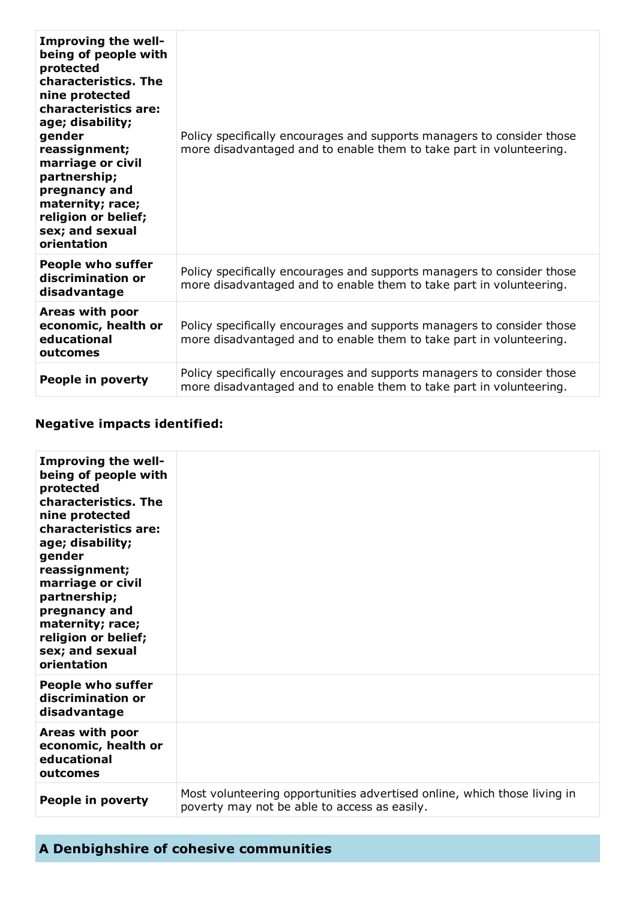| | |
|---|---|
| **Improving the well-being of people with protected characteristics. The nine protected characteristics are: age; disability; gender reassignment; marriage or civil partnership; pregnancy and maternity; race; religion or belief; sex; and sexual orientation** | Policy specifically encourages and supports managers to consider those more disadvantaged and to enable them to take part in volunteering. |
| **People who suffer discrimination or disadvantage** | Policy specifically encourages and supports managers to consider those more disadvantaged and to enable them to take part in volunteering. |
| **Areas with poor economic, health or educational outcomes** | Policy specifically encourages and supports managers to consider those more disadvantaged and to enable them to take part in volunteering. |
| **People in poverty** | Policy specifically encourages and supports managers to consider those more disadvantaged and to enable them to take part in volunteering. |

**Negative impacts identified:**

| | |
|---|---|
| **Improving the well-being of people with protected characteristics. The nine protected characteristics are: age; disability; gender reassignment; marriage or civil partnership; pregnancy and maternity; race; religion or belief; sex; and sexual orientation** | |
| **People who suffer discrimination or disadvantage** | |
| **Areas with poor economic, health or educational outcomes** | |
| **People in poverty** | Most volunteering opportunities advertised online, which those living in poverty may not be able to access as easily. |

## A Denbighshire of cohesive communities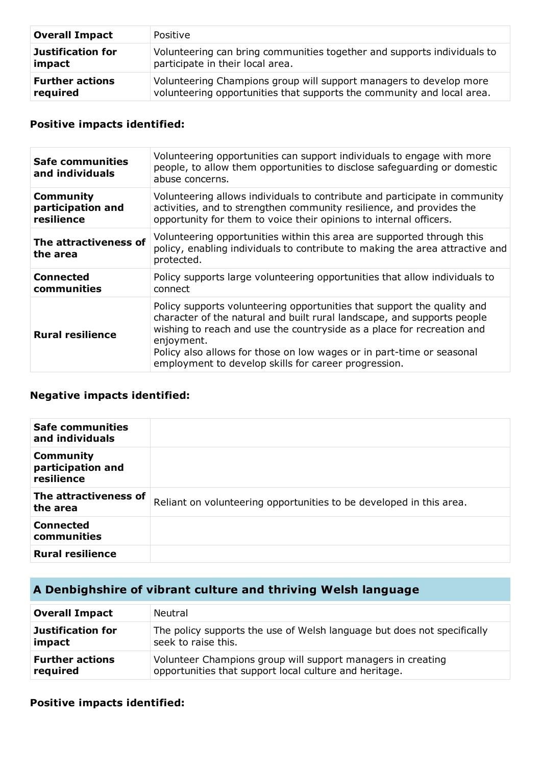| **Overall Impact** | Positive |
|---|---|
| **Justification for impact** | Volunteering can bring communities together and supports individuals to participate in their local area. |
| **Further actions required** | Volunteering Champions group will support managers to develop more volunteering opportunities that supports the community and local area. |

### Positive impacts identified:

| | |
|---|---|
| **Safe communities and individuals** | Volunteering opportunities can support individuals to engage with more people, to allow them opportunities to disclose safeguarding or domestic abuse concerns. |
| **Community participation and resilience** | Volunteering allows individuals to contribute and participate in community activities, and to strengthen community resilience, and provides the opportunity for them to voice their opinions to internal officers. |
| **The attractiveness of the area** | Volunteering opportunities within this area are supported through this policy, enabling individuals to contribute to making the area attractive and protected. |
| **Connected communities** | Policy supports large volunteering opportunities that allow individuals to connect |
| **Rural resilience** | Policy supports volunteering opportunities that support the quality and character of the natural and built rural landscape, and supports people wishing to reach and use the countryside as a place for recreation and enjoyment.<br>Policy also allows for those on low wages or in part-time or seasonal employment to develop skills for career progression. |

### Negative impacts identified:

| | |
|---|---|
| **Safe communities and individuals** | |
| **Community participation and resilience** | |
| **The attractiveness of the area** | Reliant on volunteering opportunities to be developed in this area. |
| **Connected communities** | |
| **Rural resilience** | |

## A Denbighshire of vibrant culture and thriving Welsh language

| **Overall Impact** | Neutral |
|---|---|
| **Justification for impact** | The policy supports the use of Welsh language but does not specifically seek to raise this. |
| **Further actions required** | Volunteer Champions group will support managers in creating opportunities that support local culture and heritage. |

### Positive impacts identified: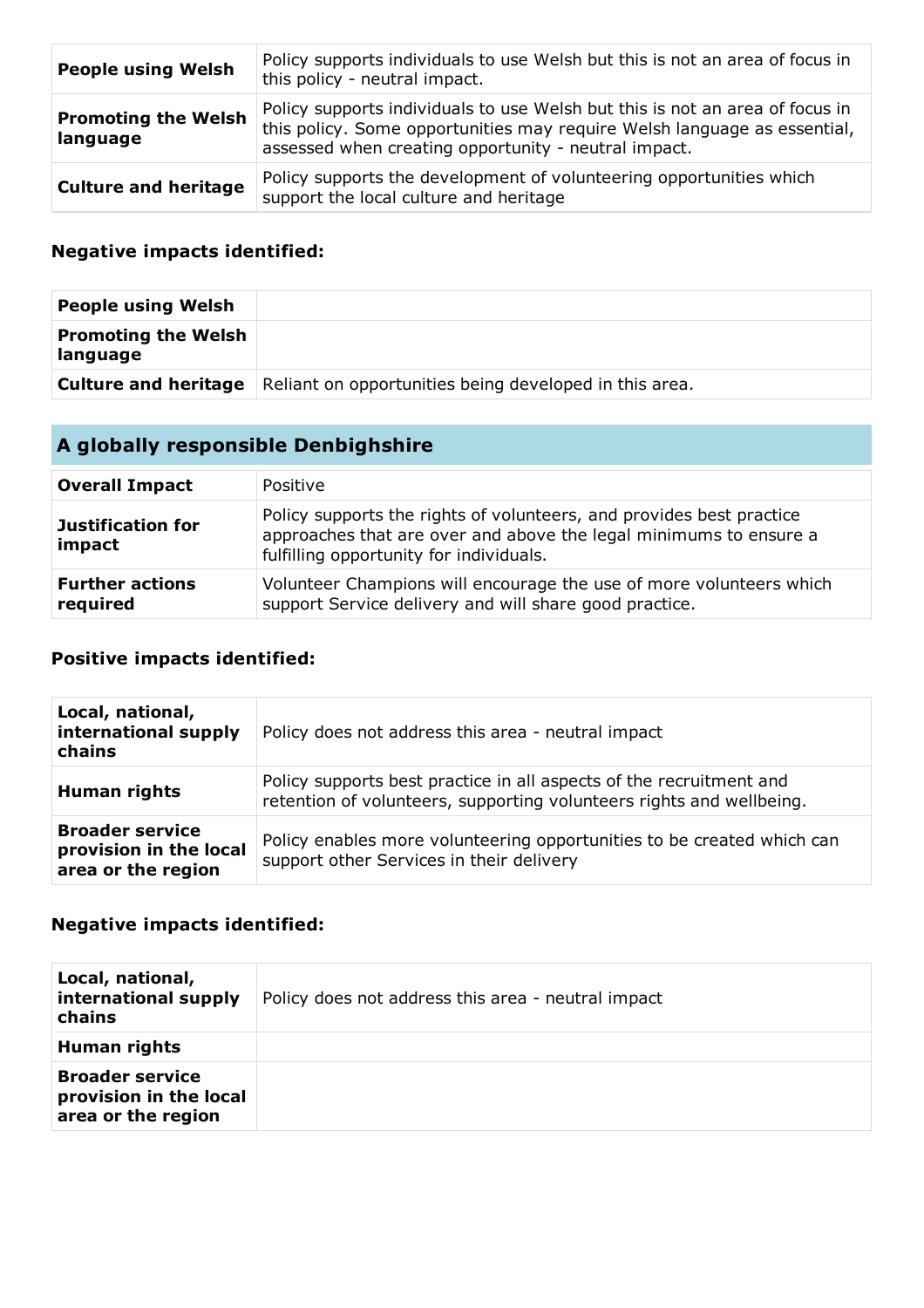| | |
|---|---|
| **People using Welsh** | Policy supports individuals to use Welsh but this is not an area of focus in this policy - neutral impact. |
| **Promoting the Welsh language** | Policy supports individuals to use Welsh but this is not an area of focus in this policy. Some opportunities may require Welsh language as essential, assessed when creating opportunity - neutral impact. |
| **Culture and heritage** | Policy supports the development of volunteering opportunities which support the local culture and heritage |

### Negative impacts identified:

| | |
|---|---|
| **People using Welsh** | |
| **Promoting the Welsh language** | |
| **Culture and heritage** | Reliant on opportunities being developed in this area. |

## A globally responsible Denbighshire

| | |
|---|---|
| **Overall Impact** | Positive |
| **Justification for impact** | Policy supports the rights of volunteers, and provides best practice approaches that are over and above the legal minimums to ensure a fulfilling opportunity for individuals. |
| **Further actions required** | Volunteer Champions will encourage the use of more volunteers which support Service delivery and will share good practice. |

### Positive impacts identified:

| | |
|---|---|
| **Local, national, international supply chains** | Policy does not address this area - neutral impact |
| **Human rights** | Policy supports best practice in all aspects of the recruitment and retention of volunteers, supporting volunteers rights and wellbeing. |
| **Broader service provision in the local area or the region** | Policy enables more volunteering opportunities to be created which can support other Services in their delivery |

### Negative impacts identified:

| | |
|---|---|
| **Local, national, international supply chains** | Policy does not address this area - neutral impact |
| **Human rights** | |
| **Broader service provision in the local area or the region** | |